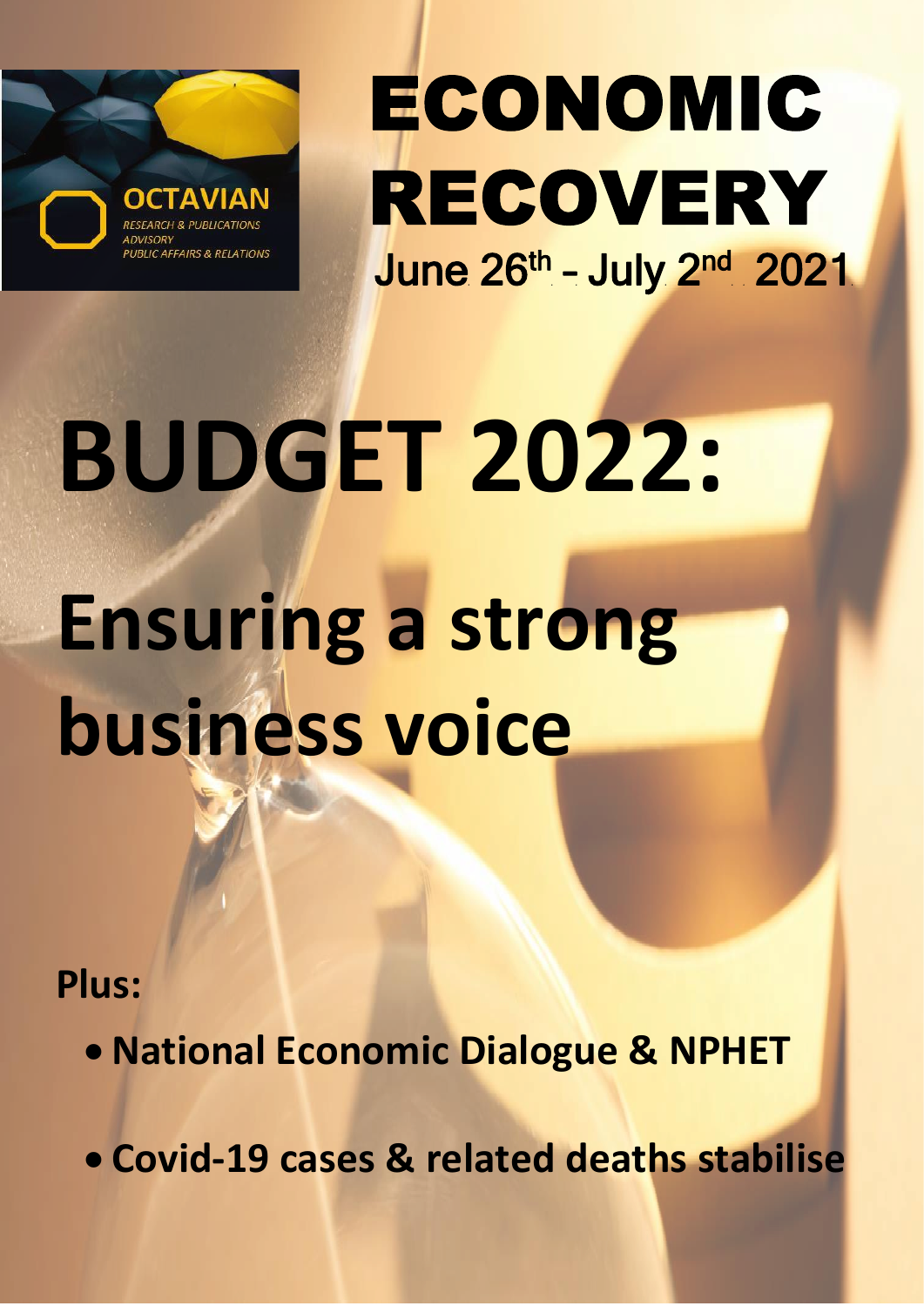OCTAVIAN

*RESEARCH & PUBLICATIONS*
*ADVISORY*
*PUBLIC AFFAIRS & RELATIONS*

# ECONOMIC RECOVERY

**June 26th – July 2nd 2021**

# BUDGET 2022:

# Ensuring a strong business voice

**Plus:**

- **National Economic Dialogue & NPHET**
- **Covid-19 cases & related deaths stabilise**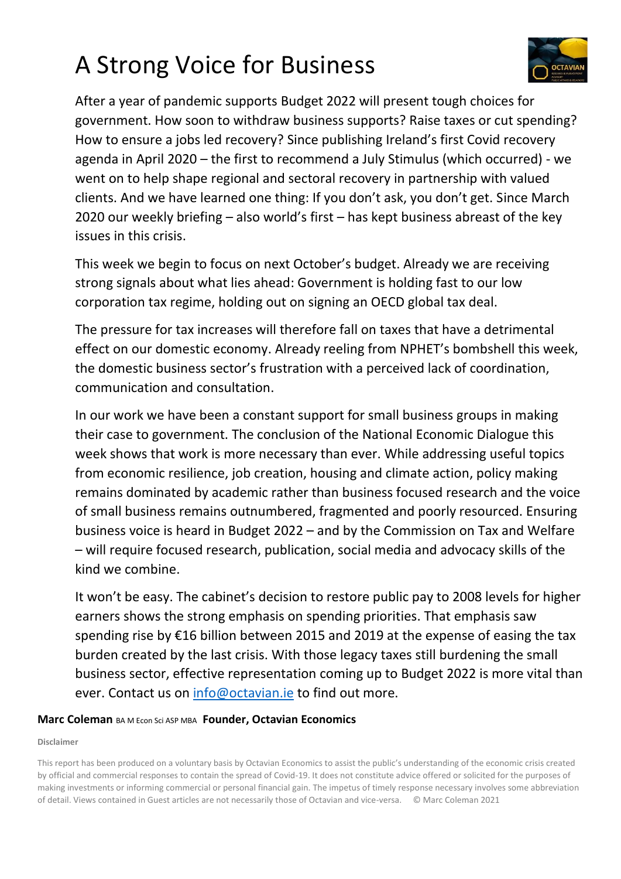# A Strong Voice for Business

After a year of pandemic supports Budget 2022 will present tough choices for government. How soon to withdraw business supports? Raise taxes or cut spending? How to ensure a jobs led recovery? Since publishing Ireland's first Covid recovery agenda in April 2020 – the first to recommend a July Stimulus (which occurred) - we went on to help shape regional and sectoral recovery in partnership with valued clients. And we have learned one thing: If you don't ask, you don't get. Since March 2020 our weekly briefing – also world's first – has kept business abreast of the key issues in this crisis.

This week we begin to focus on next October's budget. Already we are receiving strong signals about what lies ahead: Government is holding fast to our low corporation tax regime, holding out on signing an OECD global tax deal.

The pressure for tax increases will therefore fall on taxes that have a detrimental effect on our domestic economy. Already reeling from NPHET's bombshell this week, the domestic business sector's frustration with a perceived lack of coordination, communication and consultation.

In our work we have been a constant support for small business groups in making their case to government. The conclusion of the National Economic Dialogue this week shows that work is more necessary than ever. While addressing useful topics from economic resilience, job creation, housing and climate action, policy making remains dominated by academic rather than business focused research and the voice of small business remains outnumbered, fragmented and poorly resourced. Ensuring business voice is heard in Budget 2022 – and by the Commission on Tax and Welfare – will require focused research, publication, social media and advocacy skills of the kind we combine.

It won't be easy. The cabinet's decision to restore public pay to 2008 levels for higher earners shows the strong emphasis on spending priorities. That emphasis saw spending rise by €16 billion between 2015 and 2019 at the expense of easing the tax burden created by the last crisis. With those legacy taxes still burdening the small business sector, effective representation coming up to Budget 2022 is more vital than ever. Contact us on info@octavian.ie to find out more.

**Marc Coleman** BA M Econ Sci ASP MBA **Founder, Octavian Economics**

**Disclaimer**

This report has been produced on a voluntary basis by Octavian Economics to assist the public's understanding of the economic crisis created by official and commercial responses to contain the spread of Covid-19. It does not constitute advice offered or solicited for the purposes of making investments or informing commercial or personal financial gain. The impetus of timely response necessary involves some abbreviation of detail. Views contained in Guest articles are not necessarily those of Octavian and vice-versa. © Marc Coleman 2021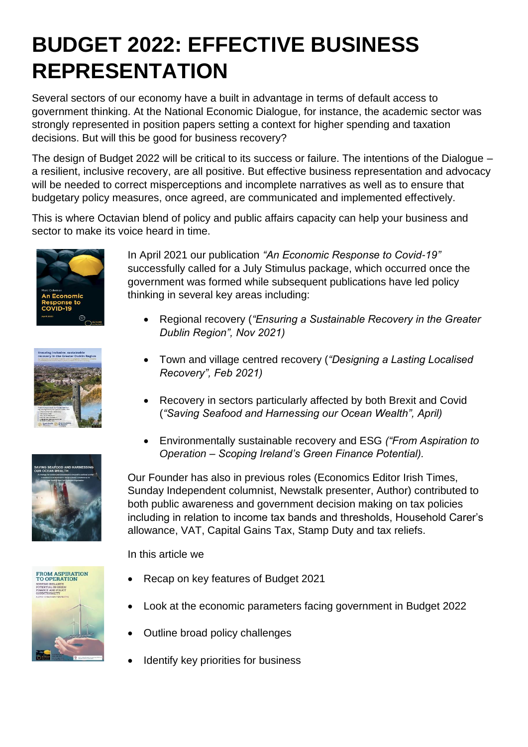# BUDGET 2022: EFFECTIVE BUSINESS REPRESENTATION

Several sectors of our economy have a built in advantage in terms of default access to government thinking. At the National Economic Dialogue, for instance, the academic sector was strongly represented in position papers setting a context for higher spending and taxation decisions. But will this be good for business recovery?

The design of Budget 2022 will be critical to its success or failure. The intentions of the Dialogue – a resilient, inclusive recovery, are all positive. But effective business representation and advocacy will be needed to correct misperceptions and incomplete narratives as well as to ensure that budgetary policy measures, once agreed, are communicated and implemented effectively.

This is where Octavian blend of policy and public affairs capacity can help your business and sector to make its voice heard in time.

In April 2021 our publication *"An Economic Response to Covid-19"* successfully called for a July Stimulus package, which occurred once the government was formed while subsequent publications have led policy thinking in several key areas including:

- Regional recovery (*"Ensuring a Sustainable Recovery in the Greater Dublin Region", Nov 2021)*
- Town and village centred recovery (*"Designing a Lasting Localised Recovery", Feb 2021)*
- Recovery in sectors particularly affected by both Brexit and Covid (*"Saving Seafood and Harnessing our Ocean Wealth", April)*
- Environmentally sustainable recovery and ESG *("From Aspiration to Operation – Scoping Ireland's Green Finance Potential).*

Our Founder has also in previous roles (Economics Editor Irish Times, Sunday Independent columnist, Newstalk presenter, Author) contributed to both public awareness and government decision making on tax policies including in relation to income tax bands and thresholds, Household Carer's allowance, VAT, Capital Gains Tax, Stamp Duty and tax reliefs.

In this article we

- Recap on key features of Budget 2021
- Look at the economic parameters facing government in Budget 2022
- Outline broad policy challenges
- Identify key priorities for business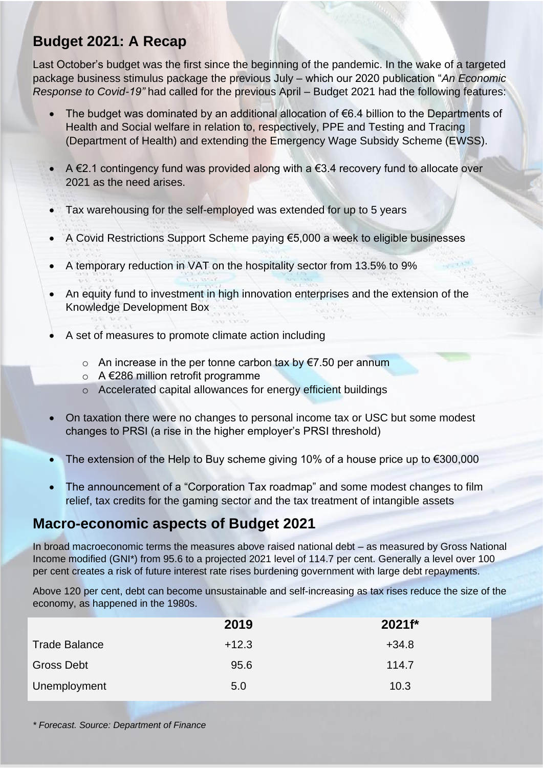## Budget 2021: A Recap

Last October's budget was the first since the beginning of the pandemic. In the wake of a targeted package business stimulus package the previous July – which our 2020 publication "*An Economic Response to Covid-19"* had called for the previous April – Budget 2021 had the following features:

- The budget was dominated by an additional allocation of €6.4 billion to the Departments of Health and Social welfare in relation to, respectively, PPE and Testing and Tracing (Department of Health) and extending the Emergency Wage Subsidy Scheme (EWSS).
- A €2.1 contingency fund was provided along with a €3.4 recovery fund to allocate over 2021 as the need arises.
- Tax warehousing for the self-employed was extended for up to 5 years
- A Covid Restrictions Support Scheme paying €5,000 a week to eligible businesses
- A temporary reduction in VAT on the hospitality sector from 13.5% to 9%
- An equity fund to investment in high innovation enterprises and the extension of the Knowledge Development Box
- A set of measures to promote climate action including
  - An increase in the per tonne carbon tax by €7.50 per annum
  - A €286 million retrofit programme
  - Accelerated capital allowances for energy efficient buildings
- On taxation there were no changes to personal income tax or USC but some modest changes to PRSI (a rise in the higher employer's PRSI threshold)
- The extension of the Help to Buy scheme giving 10% of a house price up to €300,000
- The announcement of a "Corporation Tax roadmap" and some modest changes to film relief, tax credits for the gaming sector and the tax treatment of intangible assets

## Macro-economic aspects of Budget 2021

In broad macroeconomic terms the measures above raised national debt – as measured by Gross National Income modified (GNI*) from 95.6 to a projected 2021 level of 114.7 per cent. Generally a level over 100 per cent creates a risk of future interest rate rises burdening government with large debt repayments.

Above 120 per cent, debt can become unsustainable and self-increasing as tax rises reduce the size of the economy, as happened in the 1980s.

| | 2019 | 2021f* |
|---|---|---|
| Trade Balance | +12.3 | +34.8 |
| Gross Debt | 95.6 | 114.7 |
| Unemployment | 5.0 | 10.3 |

*\* Forecast. Source: Department of Finance*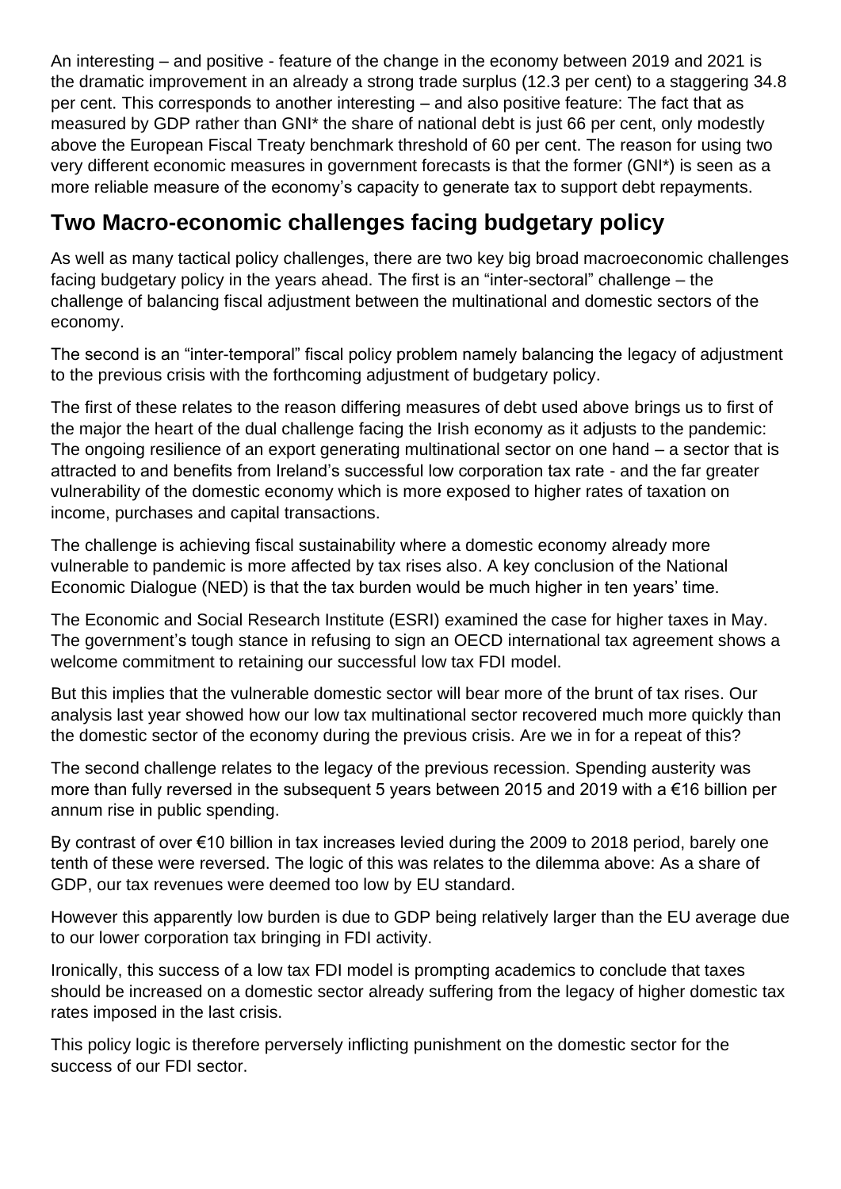An interesting – and positive - feature of the change in the economy between 2019 and 2021 is the dramatic improvement in an already a strong trade surplus (12.3 per cent) to a staggering 34.8 per cent. This corresponds to another interesting – and also positive feature: The fact that as measured by GDP rather than GNI* the share of national debt is just 66 per cent, only modestly above the European Fiscal Treaty benchmark threshold of 60 per cent. The reason for using two very different economic measures in government forecasts is that the former (GNI*) is seen as a more reliable measure of the economy's capacity to generate tax to support debt repayments.

## Two Macro-economic challenges facing budgetary policy

As well as many tactical policy challenges, there are two key big broad macroeconomic challenges facing budgetary policy in the years ahead. The first is an "inter-sectoral" challenge – the challenge of balancing fiscal adjustment between the multinational and domestic sectors of the economy.

The second is an "inter-temporal" fiscal policy problem namely balancing the legacy of adjustment to the previous crisis with the forthcoming adjustment of budgetary policy.

The first of these relates to the reason differing measures of debt used above brings us to first of the major the heart of the dual challenge facing the Irish economy as it adjusts to the pandemic: The ongoing resilience of an export generating multinational sector on one hand – a sector that is attracted to and benefits from Ireland's successful low corporation tax rate - and the far greater vulnerability of the domestic economy which is more exposed to higher rates of taxation on income, purchases and capital transactions.

The challenge is achieving fiscal sustainability where a domestic economy already more vulnerable to pandemic is more affected by tax rises also. A key conclusion of the National Economic Dialogue (NED) is that the tax burden would be much higher in ten years' time.

The Economic and Social Research Institute (ESRI) examined the case for higher taxes in May. The government's tough stance in refusing to sign an OECD international tax agreement shows a welcome commitment to retaining our successful low tax FDI model.

But this implies that the vulnerable domestic sector will bear more of the brunt of tax rises. Our analysis last year showed how our low tax multinational sector recovered much more quickly than the domestic sector of the economy during the previous crisis. Are we in for a repeat of this?

The second challenge relates to the legacy of the previous recession. Spending austerity was more than fully reversed in the subsequent 5 years between 2015 and 2019 with a €16 billion per annum rise in public spending.

By contrast of over €10 billion in tax increases levied during the 2009 to 2018 period, barely one tenth of these were reversed. The logic of this was relates to the dilemma above: As a share of GDP, our tax revenues were deemed too low by EU standard.

However this apparently low burden is due to GDP being relatively larger than the EU average due to our lower corporation tax bringing in FDI activity.

Ironically, this success of a low tax FDI model is prompting academics to conclude that taxes should be increased on a domestic sector already suffering from the legacy of higher domestic tax rates imposed in the last crisis.

This policy logic is therefore perversely inflicting punishment on the domestic sector for the success of our FDI sector.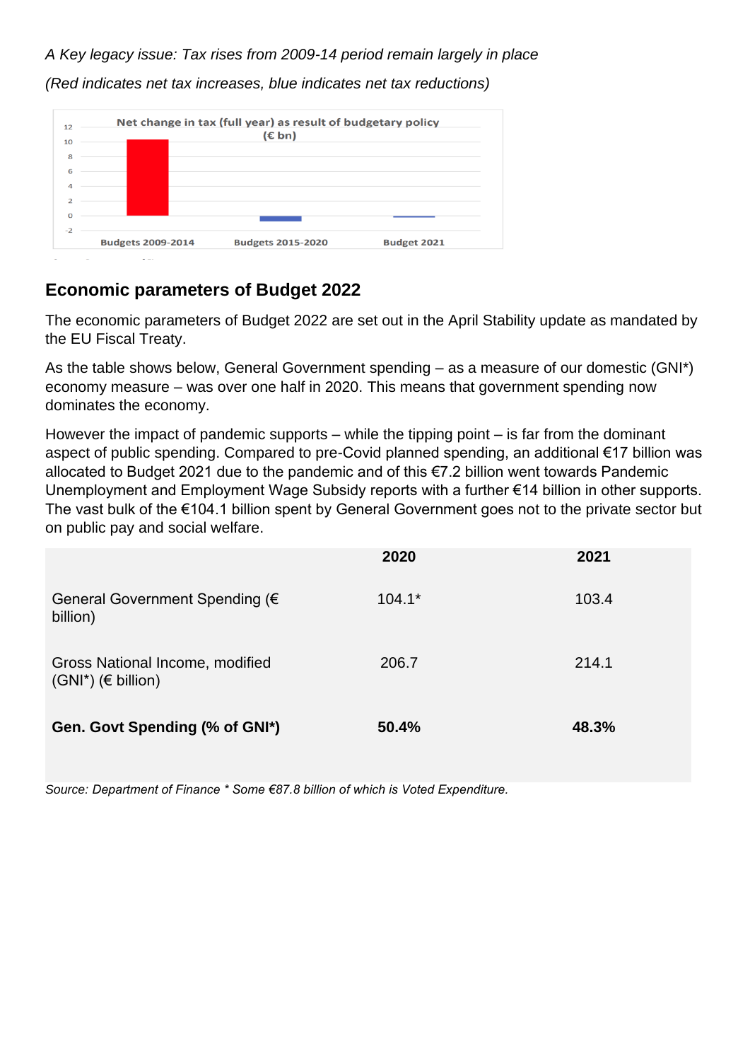*A Key legacy issue: Tax rises from 2009-14 period remain largely in place*

*(Red indicates net tax increases, blue indicates net tax reductions)*

## Economic parameters of Budget 2022

The economic parameters of Budget 2022 are set out in the April Stability update as mandated by the EU Fiscal Treaty.

As the table shows below, General Government spending – as a measure of our domestic (GNI*) economy measure – was over one half in 2020. This means that government spending now dominates the economy.

However the impact of pandemic supports – while the tipping point – is far from the dominant aspect of public spending. Compared to pre-Covid planned spending, an additional €17 billion was allocated to Budget 2021 due to the pandemic and of this €7.2 billion went towards Pandemic Unemployment and Employment Wage Subsidy reports with a further €14 billion in other supports. The vast bulk of the €104.1 billion spent by General Government goes not to the private sector but on public pay and social welfare.

| | 2020 | 2021 |
|---|---|---|
| General Government Spending (€ billion) | 104.1* | 103.4 |
| Gross National Income, modified (GNI*) (€ billion) | 206.7 | 214.1 |
| **Gen. Govt Spending (% of GNI*)** | **50.4%** | **48.3%** |

*Source: Department of Finance * Some €87.8 billion of which is Voted Expenditure.*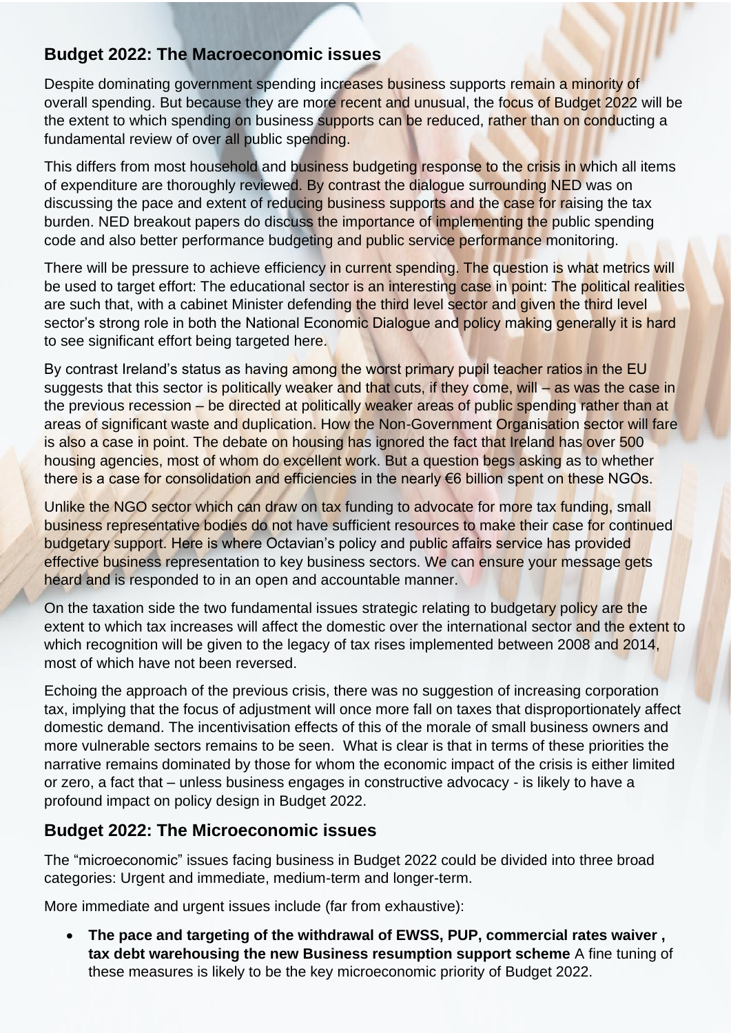## Budget 2022: The Macroeconomic issues

Despite dominating government spending increases business supports remain a minority of overall spending. But because they are more recent and unusual, the focus of Budget 2022 will be the extent to which spending on business supports can be reduced, rather than on conducting a fundamental review of over all public spending.

This differs from most household and business budgeting response to the crisis in which all items of expenditure are thoroughly reviewed. By contrast the dialogue surrounding NED was on discussing the pace and extent of reducing business supports and the case for raising the tax burden. NED breakout papers do discuss the importance of implementing the public spending code and also better performance budgeting and public service performance monitoring.

There will be pressure to achieve efficiency in current spending. The question is what metrics will be used to target effort: The educational sector is an interesting case in point: The political realities are such that, with a cabinet Minister defending the third level sector and given the third level sector's strong role in both the National Economic Dialogue and policy making generally it is hard to see significant effort being targeted here.

By contrast Ireland's status as having among the worst primary pupil teacher ratios in the EU suggests that this sector is politically weaker and that cuts, if they come, will – as was the case in the previous recession – be directed at politically weaker areas of public spending rather than at areas of significant waste and duplication. How the Non-Government Organisation sector will fare is also a case in point. The debate on housing has ignored the fact that Ireland has over 500 housing agencies, most of whom do excellent work. But a question begs asking as to whether there is a case for consolidation and efficiencies in the nearly €6 billion spent on these NGOs.

Unlike the NGO sector which can draw on tax funding to advocate for more tax funding, small business representative bodies do not have sufficient resources to make their case for continued budgetary support. Here is where Octavian's policy and public affairs service has provided effective business representation to key business sectors. We can ensure your message gets heard and is responded to in an open and accountable manner.

On the taxation side the two fundamental issues strategic relating to budgetary policy are the extent to which tax increases will affect the domestic over the international sector and the extent to which recognition will be given to the legacy of tax rises implemented between 2008 and 2014, most of which have not been reversed.

Echoing the approach of the previous crisis, there was no suggestion of increasing corporation tax, implying that the focus of adjustment will once more fall on taxes that disproportionately affect domestic demand. The incentivisation effects of this of the morale of small business owners and more vulnerable sectors remains to be seen. What is clear is that in terms of these priorities the narrative remains dominated by those for whom the economic impact of the crisis is either limited or zero, a fact that – unless business engages in constructive advocacy - is likely to have a profound impact on policy design in Budget 2022.

## Budget 2022: The Microeconomic issues

The "microeconomic" issues facing business in Budget 2022 could be divided into three broad categories: Urgent and immediate, medium-term and longer-term.

More immediate and urgent issues include (far from exhaustive):

- **The pace and targeting of the withdrawal of EWSS, PUP, commercial rates waiver , tax debt warehousing the new Business resumption support scheme** A fine tuning of these measures is likely to be the key microeconomic priority of Budget 2022.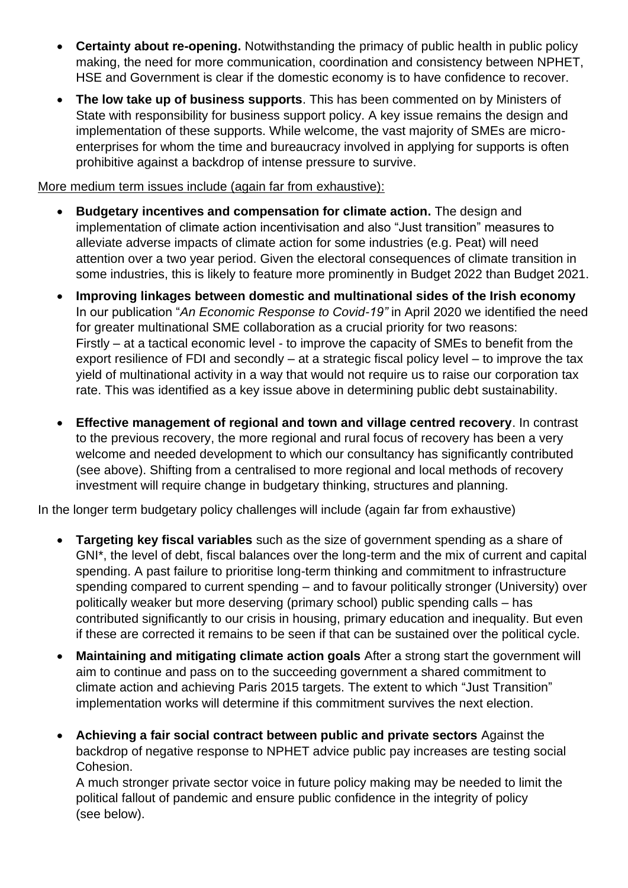- **Certainty about re-opening.** Notwithstanding the primacy of public health in public policy making, the need for more communication, coordination and consistency between NPHET, HSE and Government is clear if the domestic economy is to have confidence to recover.
- **The low take up of business supports**. This has been commented on by Ministers of State with responsibility for business support policy. A key issue remains the design and implementation of these supports. While welcome, the vast majority of SMEs are micro-enterprises for whom the time and bureaucracy involved in applying for supports is often prohibitive against a backdrop of intense pressure to survive.

More medium term issues include (again far from exhaustive):

- **Budgetary incentives and compensation for climate action.** The design and implementation of climate action incentivisation and also "Just transition" measures to alleviate adverse impacts of climate action for some industries (e.g. Peat) will need attention over a two year period. Given the electoral consequences of climate transition in some industries, this is likely to feature more prominently in Budget 2022 than Budget 2021.
- **Improving linkages between domestic and multinational sides of the Irish economy** In our publication "*An Economic Response to Covid-19"* in April 2020 we identified the need for greater multinational SME collaboration as a crucial priority for two reasons: Firstly – at a tactical economic level - to improve the capacity of SMEs to benefit from the export resilience of FDI and secondly – at a strategic fiscal policy level – to improve the tax yield of multinational activity in a way that would not require us to raise our corporation tax rate. This was identified as a key issue above in determining public debt sustainability.
- **Effective management of regional and town and village centred recovery**. In contrast to the previous recovery, the more regional and rural focus of recovery has been a very welcome and needed development to which our consultancy has significantly contributed (see above). Shifting from a centralised to more regional and local methods of recovery investment will require change in budgetary thinking, structures and planning.

In the longer term budgetary policy challenges will include (again far from exhaustive)

- **Targeting key fiscal variables** such as the size of government spending as a share of GNI*, the level of debt, fiscal balances over the long-term and the mix of current and capital spending. A past failure to prioritise long-term thinking and commitment to infrastructure spending compared to current spending – and to favour politically stronger (University) over politically weaker but more deserving (primary school) public spending calls – has contributed significantly to our crisis in housing, primary education and inequality. But even if these are corrected it remains to be seen if that can be sustained over the political cycle.
- **Maintaining and mitigating climate action goals** After a strong start the government will aim to continue and pass on to the succeeding government a shared commitment to climate action and achieving Paris 2015 targets. The extent to which "Just Transition" implementation works will determine if this commitment survives the next election.
- **Achieving a fair social contract between public and private sectors** Against the backdrop of negative response to NPHET advice public pay increases are testing social Cohesion.
  A much stronger private sector voice in future policy making may be needed to limit the political fallout of pandemic and ensure public confidence in the integrity of policy (see below).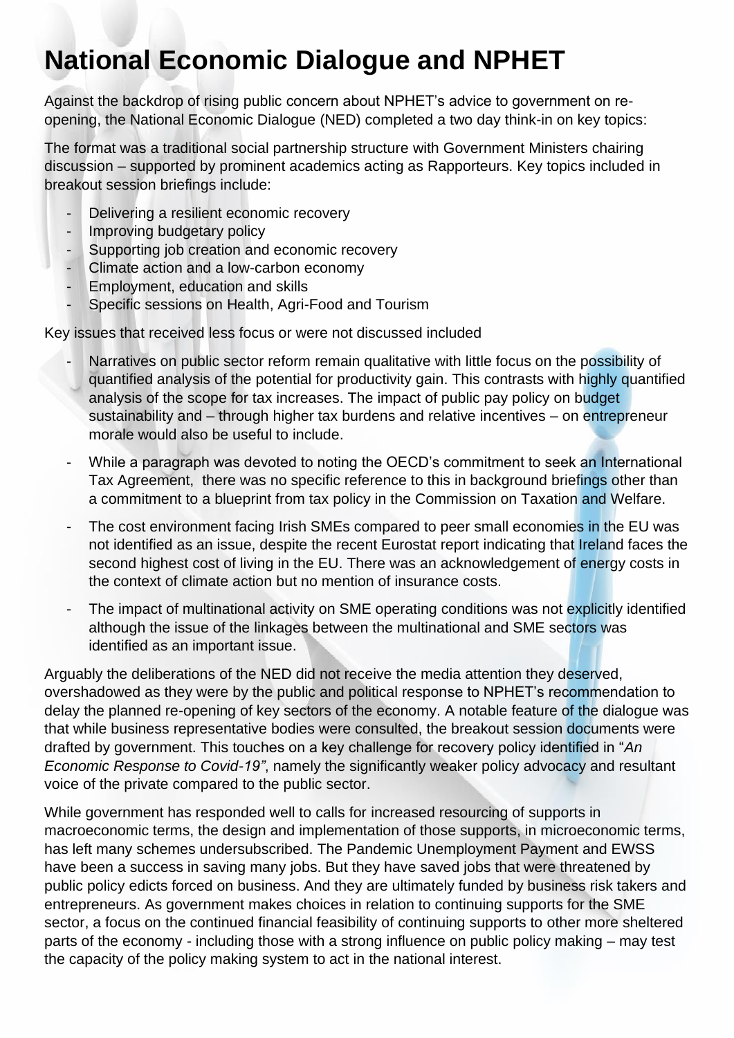# National Economic Dialogue and NPHET

Against the backdrop of rising public concern about NPHET's advice to government on re-opening, the National Economic Dialogue (NED) completed a two day think-in on key topics:

The format was a traditional social partnership structure with Government Ministers chairing discussion – supported by prominent academics acting as Rapporteurs. Key topics included in breakout session briefings include:

- Delivering a resilient economic recovery
- Improving budgetary policy
- Supporting job creation and economic recovery
- Climate action and a low-carbon economy
- Employment, education and skills
- Specific sessions on Health, Agri-Food and Tourism

Key issues that received less focus or were not discussed included

- Narratives on public sector reform remain qualitative with little focus on the possibility of quantified analysis of the potential for productivity gain. This contrasts with highly quantified analysis of the scope for tax increases. The impact of public pay policy on budget sustainability and – through higher tax burdens and relative incentives – on entrepreneur morale would also be useful to include.
- While a paragraph was devoted to noting the OECD's commitment to seek an International Tax Agreement, there was no specific reference to this in background briefings other than a commitment to a blueprint from tax policy in the Commission on Taxation and Welfare.
- The cost environment facing Irish SMEs compared to peer small economies in the EU was not identified as an issue, despite the recent Eurostat report indicating that Ireland faces the second highest cost of living in the EU. There was an acknowledgement of energy costs in the context of climate action but no mention of insurance costs.
- The impact of multinational activity on SME operating conditions was not explicitly identified although the issue of the linkages between the multinational and SME sectors was identified as an important issue.

Arguably the deliberations of the NED did not receive the media attention they deserved, overshadowed as they were by the public and political response to NPHET's recommendation to delay the planned re-opening of key sectors of the economy. A notable feature of the dialogue was that while business representative bodies were consulted, the breakout session documents were drafted by government. This touches on a key challenge for recovery policy identified in "*An Economic Response to Covid-19"*, namely the significantly weaker policy advocacy and resultant voice of the private compared to the public sector.

While government has responded well to calls for increased resourcing of supports in macroeconomic terms, the design and implementation of those supports, in microeconomic terms, has left many schemes undersubscribed. The Pandemic Unemployment Payment and EWSS have been a success in saving many jobs. But they have saved jobs that were threatened by public policy edicts forced on business. And they are ultimately funded by business risk takers and entrepreneurs. As government makes choices in relation to continuing supports for the SME sector, a focus on the continued financial feasibility of continuing supports to other more sheltered parts of the economy - including those with a strong influence on public policy making – may test the capacity of the policy making system to act in the national interest.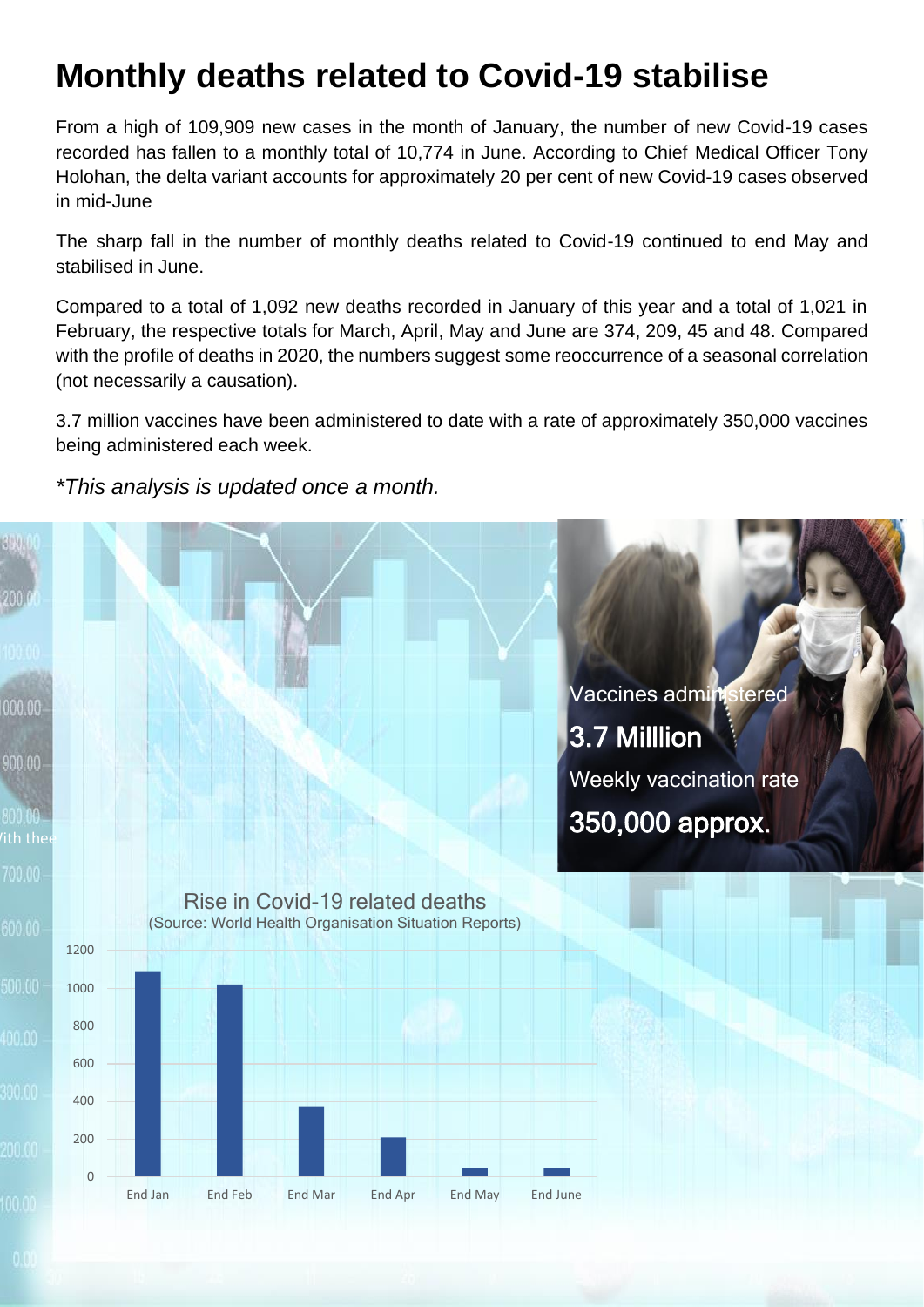# Monthly deaths related to Covid-19 stabilise

From a high of 109,909 new cases in the month of January, the number of new Covid-19 cases recorded has fallen to a monthly total of 10,774 in June. According to Chief Medical Officer Tony Holohan, the delta variant accounts for approximately 20 per cent of new Covid-19 cases observed in mid-June

The sharp fall in the number of monthly deaths related to Covid-19 continued to end May and stabilised in June.

Compared to a total of 1,092 new deaths recorded in January of this year and a total of 1,021 in February, the respective totals for March, April, May and June are 374, 209, 45 and 48. Compared with the profile of deaths in 2020, the numbers suggest some reoccurrence of a seasonal correlation (not necessarily a causation).

3.7 million vaccines have been administered to date with a rate of approximately 350,000 vaccines being administered each week.

*\*This analysis is updated once a month.*

Vaccines administered

**3.7 Milllion**

Weekly vaccination rate

**350,000 approx.**

Rise in Covid-19 related deaths
(Source: World Health Organisation Situation Reports)

| Month | Deaths |
|---|---|
| End Jan | 1,092 |
| End Feb | 1,021 |
| End Mar | 374 |
| End Apr | 209 |
| End May | 45 |
| End June | 48 |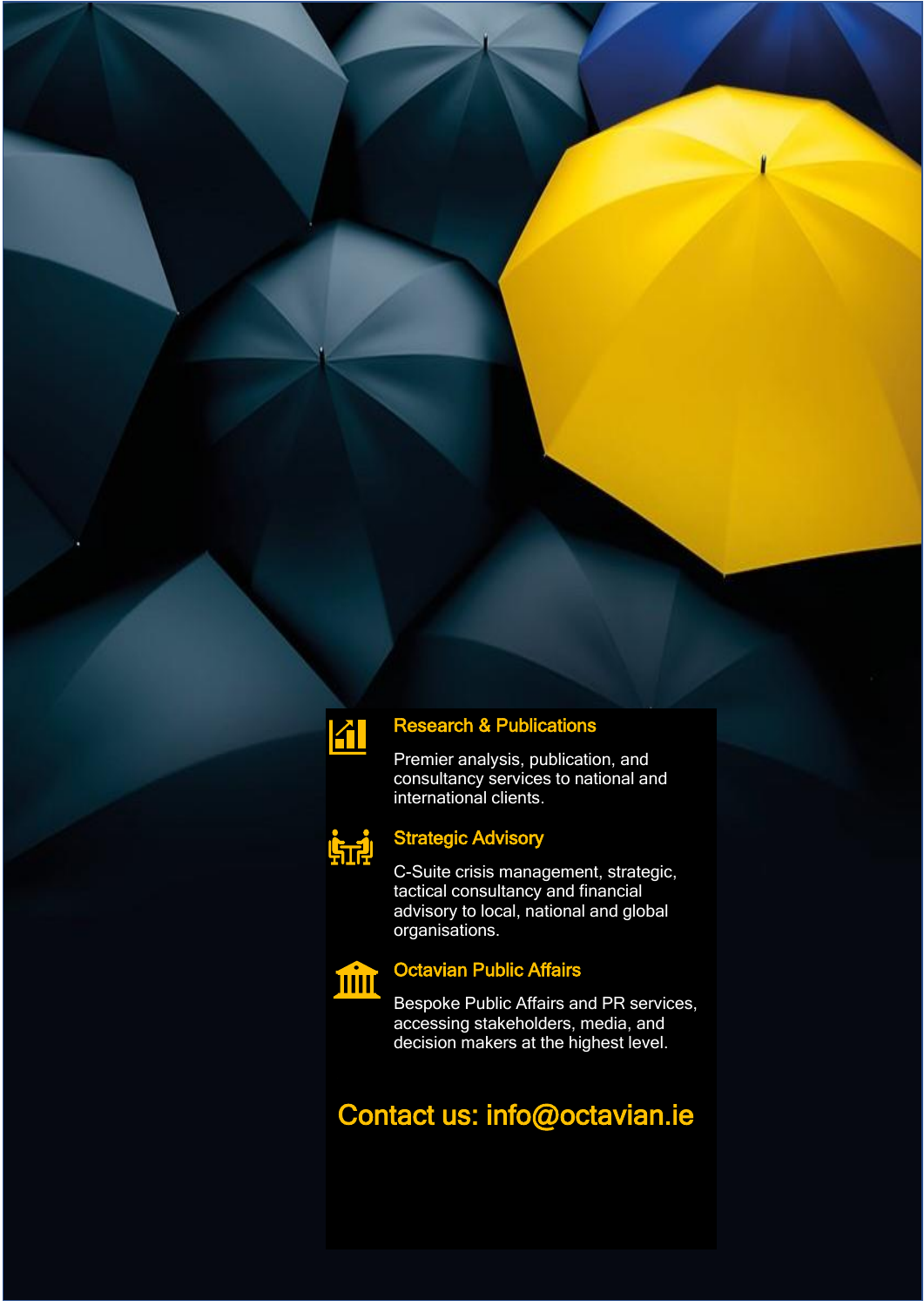### Research & Publications

Premier analysis, publication, and consultancy services to national and international clients.

### Strategic Advisory

C-Suite crisis management, strategic, tactical consultancy and financial advisory to local, national and global organisations.

### Octavian Public Affairs

Bespoke Public Affairs and PR services, accessing stakeholders, media, and decision makers at the highest level.

**Contact us: info@octavian.ie**